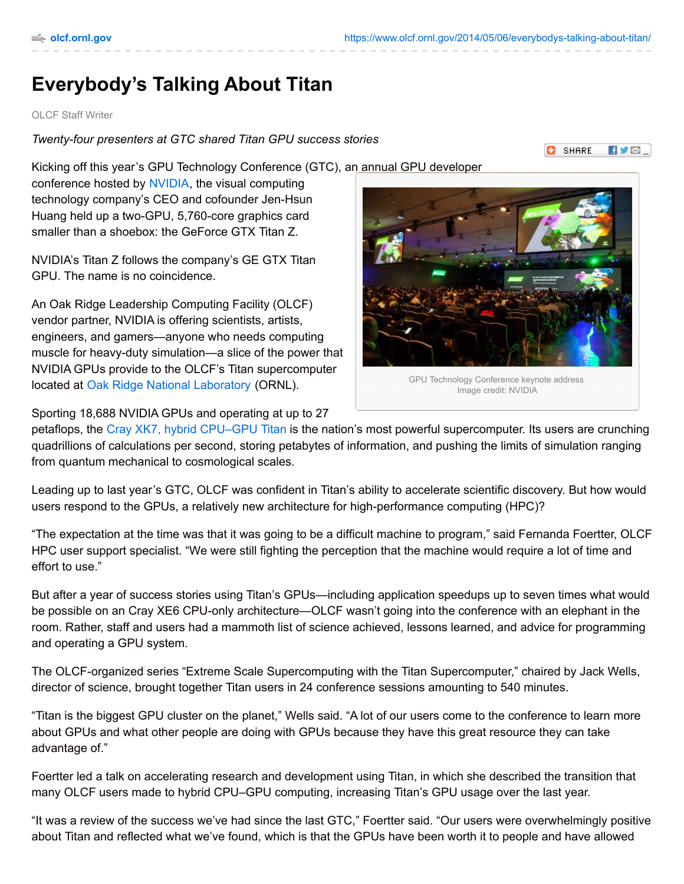# Everybody's Talking About Titan

OLCF Staff Writer

*Twenty-four presenters at GTC shared Titan GPU success stories*

Kicking off this year's GPU Technology Conference (GTC), an annual GPU developer conference hosted by NVIDIA, the visual computing technology company's CEO and cofounder Jen-Hsun Huang held up a two-GPU, 5,760-core graphics card smaller than a shoebox: the GeForce GTX Titan Z.

NVIDIA's Titan Z follows the company's GE GTX Titan GPU. The name is no coincidence.

An Oak Ridge Leadership Computing Facility (OLCF) vendor partner, NVIDIA is offering scientists, artists, engineers, and gamers—anyone who needs computing muscle for heavy-duty simulation—a slice of the power that NVIDIA GPUs provide to the OLCF's Titan supercomputer located at Oak Ridge National Laboratory (ORNL).

GPU Technology Conference keynote address
Image credit: NVIDIA

Sporting 18,688 NVIDIA GPUs and operating at up to 27 petaflops, the Cray XK7, hybrid CPU–GPU Titan is the nation's most powerful supercomputer. Its users are crunching quadrillions of calculations per second, storing petabytes of information, and pushing the limits of simulation ranging from quantum mechanical to cosmological scales.

Leading up to last year's GTC, OLCF was confident in Titan's ability to accelerate scientific discovery. But how would users respond to the GPUs, a relatively new architecture for high-performance computing (HPC)?

"The expectation at the time was that it was going to be a difficult machine to program," said Fernanda Foertter, OLCF HPC user support specialist. "We were still fighting the perception that the machine would require a lot of time and effort to use."

But after a year of success stories using Titan's GPUs—including application speedups up to seven times what would be possible on an Cray XE6 CPU-only architecture—OLCF wasn't going into the conference with an elephant in the room. Rather, staff and users had a mammoth list of science achieved, lessons learned, and advice for programming and operating a GPU system.

The OLCF-organized series "Extreme Scale Supercomputing with the Titan Supercomputer," chaired by Jack Wells, director of science, brought together Titan users in 24 conference sessions amounting to 540 minutes.

"Titan is the biggest GPU cluster on the planet," Wells said. "A lot of our users come to the conference to learn more about GPUs and what other people are doing with GPUs because they have this great resource they can take advantage of."

Foertter led a talk on accelerating research and development using Titan, in which she described the transition that many OLCF users made to hybrid CPU–GPU computing, increasing Titan's GPU usage over the last year.

"It was a review of the success we've had since the last GTC," Foertter said. "Our users were overwhelmingly positive about Titan and reflected what we've found, which is that the GPUs have been worth it to people and have allowed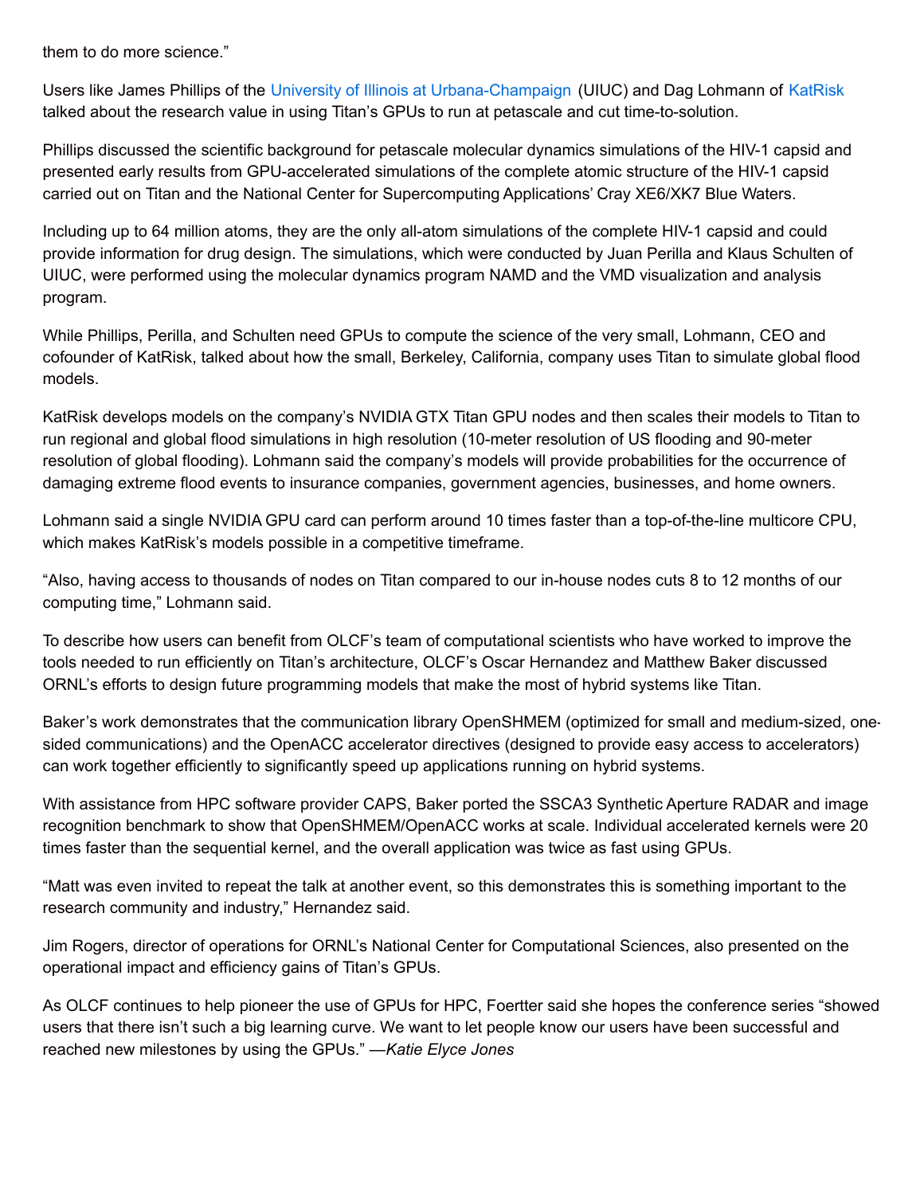them to do more science."

Users like James Phillips of the University of Illinois at Urbana-Champaign (UIUC) and Dag Lohmann of KatRisk talked about the research value in using Titan's GPUs to run at petascale and cut time-to-solution.

Phillips discussed the scientific background for petascale molecular dynamics simulations of the HIV-1 capsid and presented early results from GPU-accelerated simulations of the complete atomic structure of the HIV-1 capsid carried out on Titan and the National Center for Supercomputing Applications' Cray XE6/XK7 Blue Waters.

Including up to 64 million atoms, they are the only all-atom simulations of the complete HIV-1 capsid and could provide information for drug design. The simulations, which were conducted by Juan Perilla and Klaus Schulten of UIUC, were performed using the molecular dynamics program NAMD and the VMD visualization and analysis program.

While Phillips, Perilla, and Schulten need GPUs to compute the science of the very small, Lohmann, CEO and cofounder of KatRisk, talked about how the small, Berkeley, California, company uses Titan to simulate global flood models.

KatRisk develops models on the company's NVIDIA GTX Titan GPU nodes and then scales their models to Titan to run regional and global flood simulations in high resolution (10-meter resolution of US flooding and 90-meter resolution of global flooding). Lohmann said the company's models will provide probabilities for the occurrence of damaging extreme flood events to insurance companies, government agencies, businesses, and home owners.

Lohmann said a single NVIDIA GPU card can perform around 10 times faster than a top-of-the-line multicore CPU, which makes KatRisk's models possible in a competitive timeframe.

"Also, having access to thousands of nodes on Titan compared to our in-house nodes cuts 8 to 12 months of our computing time," Lohmann said.

To describe how users can benefit from OLCF's team of computational scientists who have worked to improve the tools needed to run efficiently on Titan's architecture, OLCF's Oscar Hernandez and Matthew Baker discussed ORNL's efforts to design future programming models that make the most of hybrid systems like Titan.

Baker's work demonstrates that the communication library OpenSHMEM (optimized for small and medium-sized, one-sided communications) and the OpenACC accelerator directives (designed to provide easy access to accelerators) can work together efficiently to significantly speed up applications running on hybrid systems.

With assistance from HPC software provider CAPS, Baker ported the SSCA3 Synthetic Aperture RADAR and image recognition benchmark to show that OpenSHMEM/OpenACC works at scale. Individual accelerated kernels were 20 times faster than the sequential kernel, and the overall application was twice as fast using GPUs.

"Matt was even invited to repeat the talk at another event, so this demonstrates this is something important to the research community and industry," Hernandez said.

Jim Rogers, director of operations for ORNL's National Center for Computational Sciences, also presented on the operational impact and efficiency gains of Titan's GPUs.

As OLCF continues to help pioneer the use of GPUs for HPC, Foertter said she hopes the conference series "showed users that there isn't such a big learning curve. We want to let people know our users have been successful and reached new milestones by using the GPUs." —*Katie Elyce Jones*